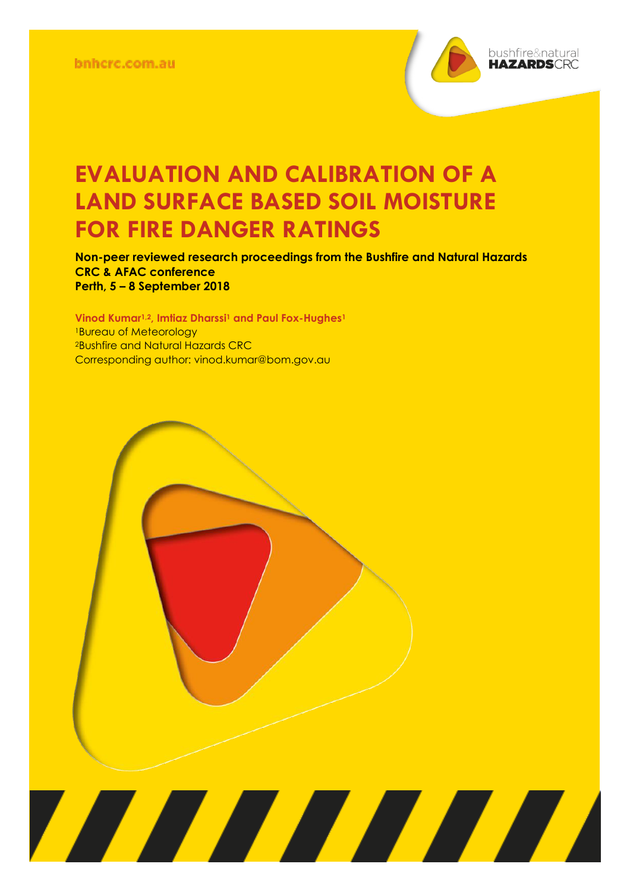bnhcrc.com.au

# EVALUATION AND CALIBRATION OF A LAND SURFACE BASED SOIL MOISTURE FOR FIRE DANGER RATINGS

**Non-peer reviewed research proceedings from the Bushfire and Natural Hazards CRC & AFAC conference**
**Perth, 5 – 8 September 2018**

**Vinod Kumar[1,2], Imtiaz Dharssi[1] and Paul Fox-Hughes[1]**
[1]Bureau of Meteorology
[2]Bushfire and Natural Hazards CRC
Corresponding author: vinod.kumar@bom.gov.au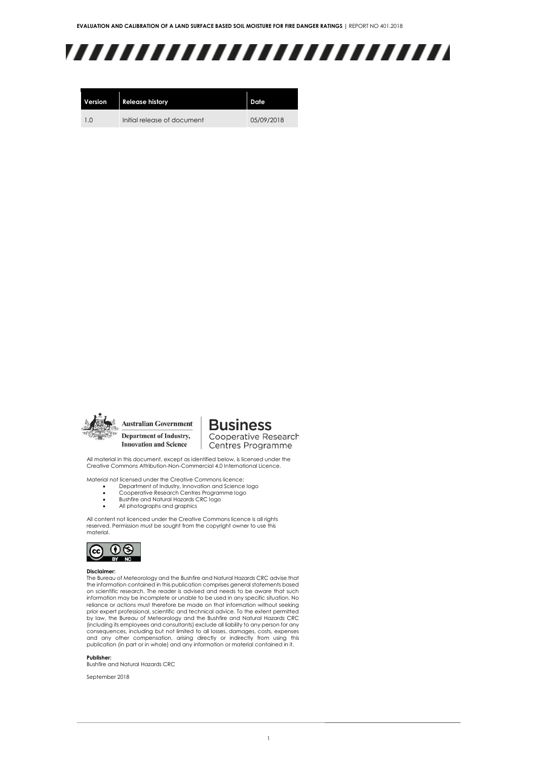| Version | Release history | Date |
| --- | --- | --- |
| 1.0 | Initial release of document | 05/09/2018 |

Australian Government
Department of Industry, Innovation and Science

Business Cooperative Research Centres Programme

All material in this document, except as identified below, is licensed under the Creative Commons Attribution-Non-Commercial 4.0 International Licence.

Material not licensed under the Creative Commons licence:

- Department of Industry, Innovation and Science logo
- Cooperative Research Centres Programme logo
- Bushfire and Natural Hazards CRC logo
- All photographs and graphics

All content not licenced under the Creative Commons licence is all rights reserved. Permission must be sought from the copyright owner to use this material.

**Disclaimer:**
The Bureau of Meteorology and the Bushfire and Natural Hazards CRC advise that the information contained in this publication comprises general statements based on scientific research. The reader is advised and needs to be aware that such information may be incomplete or unable to be used in any specific situation. No reliance or actions must therefore be made on that information without seeking prior expert professional, scientific and technical advice. To the extent permitted by law, the Bureau of Meteorology and the Bushfire and Natural Hazards CRC (including its employees and consultants) exclude all liability to any person for any consequences, including but not limited to all losses, damages, costs, expenses and any other compensation, arising directly or indirectly from using this publication (in part or in whole) and any information or material contained in it.

**Publisher:**
Bushfire and Natural Hazards CRC

September 2018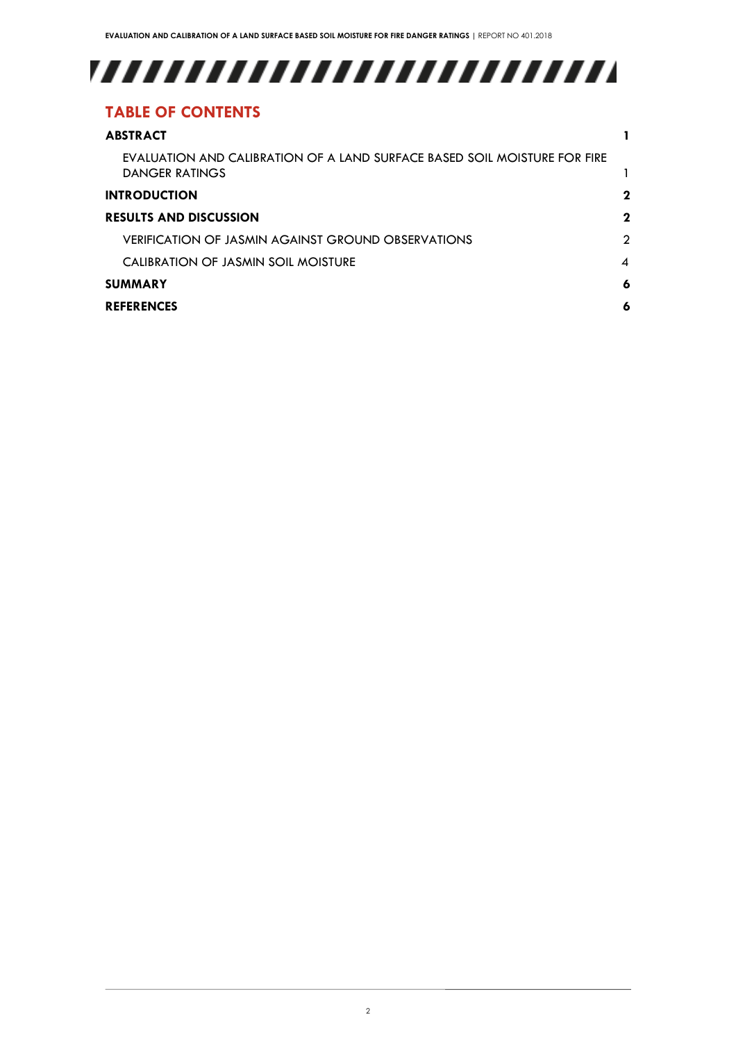## TABLE OF CONTENTS

| | |
|---|---|
| **ABSTRACT** | **1** |
| EVALUATION AND CALIBRATION OF A LAND SURFACE BASED SOIL MOISTURE FOR FIRE DANGER RATINGS | 1 |
| **INTRODUCTION** | **2** |
| **RESULTS AND DISCUSSION** | **2** |
| VERIFICATION OF JASMIN AGAINST GROUND OBSERVATIONS | 2 |
| CALIBRATION OF JASMIN SOIL MOISTURE | 4 |
| **SUMMARY** | **6** |
| **REFERENCES** | **6** |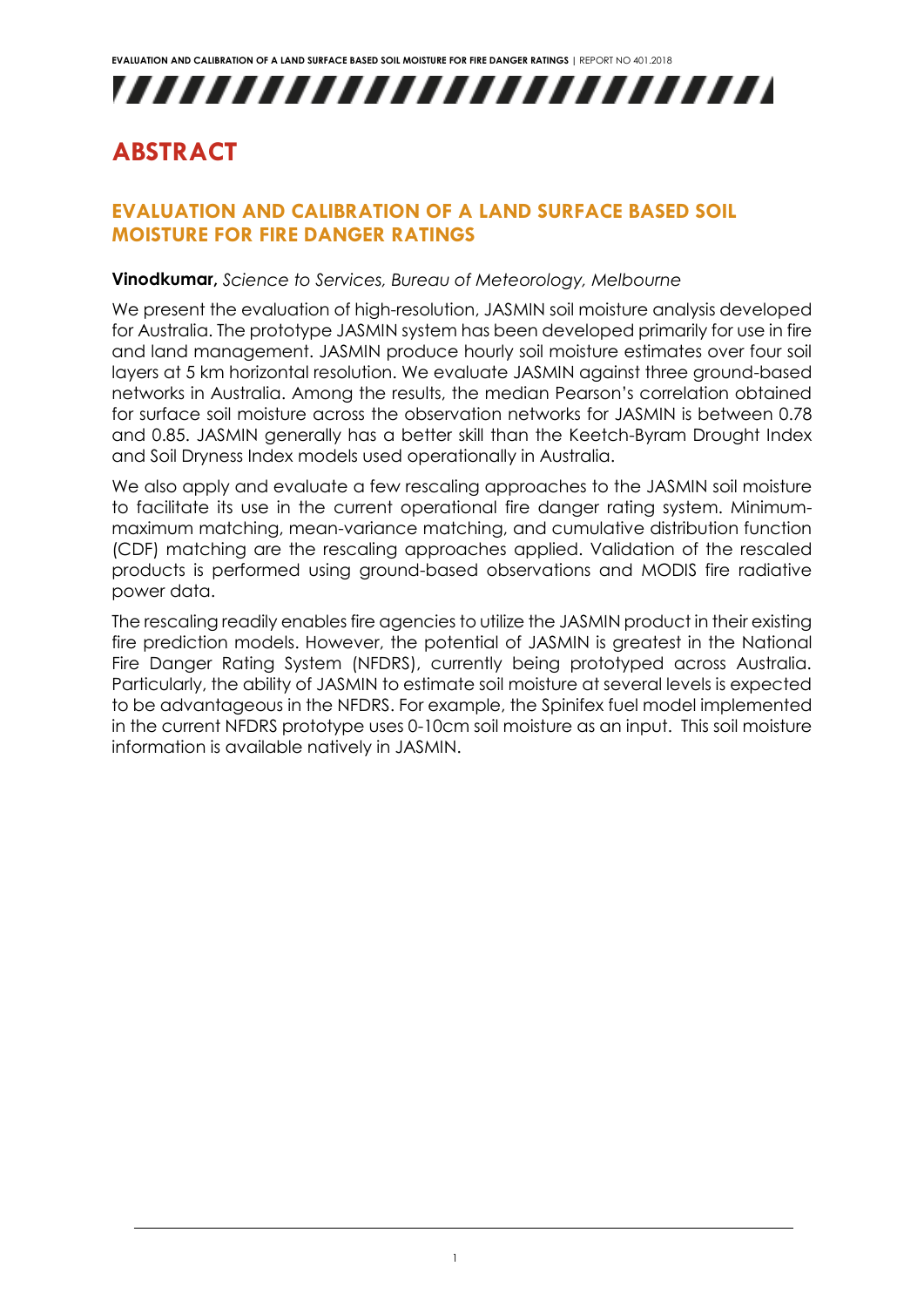# ABSTRACT

## EVALUATION AND CALIBRATION OF A LAND SURFACE BASED SOIL MOISTURE FOR FIRE DANGER RATINGS

**Vinodkumar,** *Science to Services, Bureau of Meteorology, Melbourne*

We present the evaluation of high-resolution, JASMIN soil moisture analysis developed for Australia. The prototype JASMIN system has been developed primarily for use in fire and land management. JASMIN produce hourly soil moisture estimates over four soil layers at 5 km horizontal resolution. We evaluate JASMIN against three ground-based networks in Australia. Among the results, the median Pearson's correlation obtained for surface soil moisture across the observation networks for JASMIN is between 0.78 and 0.85. JASMIN generally has a better skill than the Keetch-Byram Drought Index and Soil Dryness Index models used operationally in Australia.

We also apply and evaluate a few rescaling approaches to the JASMIN soil moisture to facilitate its use in the current operational fire danger rating system. Minimum-maximum matching, mean-variance matching, and cumulative distribution function (CDF) matching are the rescaling approaches applied. Validation of the rescaled products is performed using ground-based observations and MODIS fire radiative power data.

The rescaling readily enables fire agencies to utilize the JASMIN product in their existing fire prediction models. However, the potential of JASMIN is greatest in the National Fire Danger Rating System (NFDRS), currently being prototyped across Australia. Particularly, the ability of JASMIN to estimate soil moisture at several levels is expected to be advantageous in the NFDRS. For example, the Spinifex fuel model implemented in the current NFDRS prototype uses 0-10cm soil moisture as an input. This soil moisture information is available natively in JASMIN.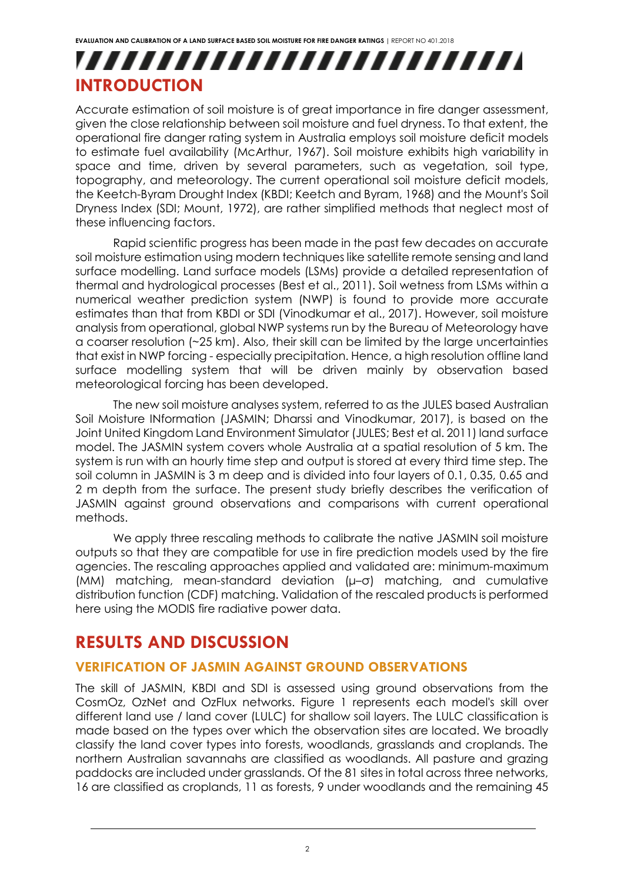## INTRODUCTION

Accurate estimation of soil moisture is of great importance in fire danger assessment, given the close relationship between soil moisture and fuel dryness. To that extent, the operational fire danger rating system in Australia employs soil moisture deficit models to estimate fuel availability (McArthur, 1967). Soil moisture exhibits high variability in space and time, driven by several parameters, such as vegetation, soil type, topography, and meteorology. The current operational soil moisture deficit models, the Keetch-Byram Drought Index (KBDI; Keetch and Byram, 1968) and the Mount's Soil Dryness Index (SDI; Mount, 1972), are rather simplified methods that neglect most of these influencing factors.

Rapid scientific progress has been made in the past few decades on accurate soil moisture estimation using modern techniques like satellite remote sensing and land surface modelling. Land surface models (LSMs) provide a detailed representation of thermal and hydrological processes (Best et al., 2011). Soil wetness from LSMs within a numerical weather prediction system (NWP) is found to provide more accurate estimates than that from KBDI or SDI (Vinodkumar et al., 2017). However, soil moisture analysis from operational, global NWP systems run by the Bureau of Meteorology have a coarser resolution (~25 km). Also, their skill can be limited by the large uncertainties that exist in NWP forcing - especially precipitation. Hence, a high resolution offline land surface modelling system that will be driven mainly by observation based meteorological forcing has been developed.

The new soil moisture analyses system, referred to as the JULES based Australian Soil Moisture INformation (JASMIN; Dharssi and Vinodkumar, 2017), is based on the Joint United Kingdom Land Environment Simulator (JULES; Best et al. 2011) land surface model. The JASMIN system covers whole Australia at a spatial resolution of 5 km. The system is run with an hourly time step and output is stored at every third time step. The soil column in JASMIN is 3 m deep and is divided into four layers of 0.1, 0.35, 0.65 and 2 m depth from the surface. The present study briefly describes the verification of JASMIN against ground observations and comparisons with current operational methods.

We apply three rescaling methods to calibrate the native JASMIN soil moisture outputs so that they are compatible for use in fire prediction models used by the fire agencies. The rescaling approaches applied and validated are: minimum-maximum (MM) matching, mean-standard deviation ($\mu$–$\sigma$) matching, and cumulative distribution function (CDF) matching. Validation of the rescaled products is performed here using the MODIS fire radiative power data.

## RESULTS AND DISCUSSION

### VERIFICATION OF JASMIN AGAINST GROUND OBSERVATIONS

The skill of JASMIN, KBDI and SDI is assessed using ground observations from the CosmOz, OzNet and OzFlux networks. Figure 1 represents each model's skill over different land use / land cover (LULC) for shallow soil layers. The LULC classification is made based on the types over which the observation sites are located. We broadly classify the land cover types into forests, woodlands, grasslands and croplands. The northern Australian savannahs are classified as woodlands. All pasture and grazing paddocks are included under grasslands. Of the 81 sites in total across three networks, 16 are classified as croplands, 11 as forests, 9 under woodlands and the remaining 45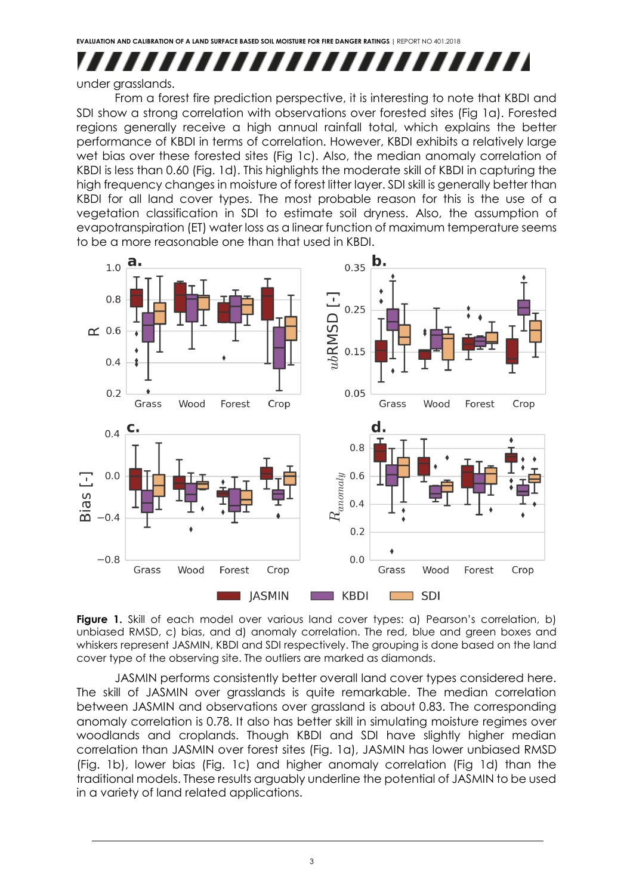under grasslands.

From a forest fire prediction perspective, it is interesting to note that KBDI and SDI show a strong correlation with observations over forested sites (Fig 1a). Forested regions generally receive a high annual rainfall total, which explains the better performance of KBDI in terms of correlation. However, KBDI exhibits a relatively large wet bias over these forested sites (Fig 1c). Also, the median anomaly correlation of KBDI is less than 0.60 (Fig. 1d). This highlights the moderate skill of KBDI in capturing the high frequency changes in moisture of forest litter layer. SDI skill is generally better than KBDI for all land cover types. The most probable reason for this is the use of a vegetation classification in SDI to estimate soil dryness. Also, the assumption of evapotranspiration (ET) water loss as a linear function of maximum temperature seems to be a more reasonable one than that used in KBDI.

**Figure 1.** Skill of each model over various land cover types: a) Pearson's correlation, b) unbiased RMSD, c) bias, and d) anomaly correlation. The red, blue and green boxes and whiskers represent JASMIN, KBDI and SDI respectively. The grouping is done based on the land cover type of the observing site. The outliers are marked as diamonds.

JASMIN performs consistently better overall land cover types considered here. The skill of JASMIN over grasslands is quite remarkable. The median correlation between JASMIN and observations over grassland is about 0.83. The corresponding anomaly correlation is 0.78. It also has better skill in simulating moisture regimes over woodlands and croplands. Though KBDI and SDI have slightly higher median correlation than JASMIN over forest sites (Fig. 1a), JASMIN has lower unbiased RMSD (Fig. 1b), lower bias (Fig. 1c) and higher anomaly correlation (Fig 1d) than the traditional models. These results arguably underline the potential of JASMIN to be used in a variety of land related applications.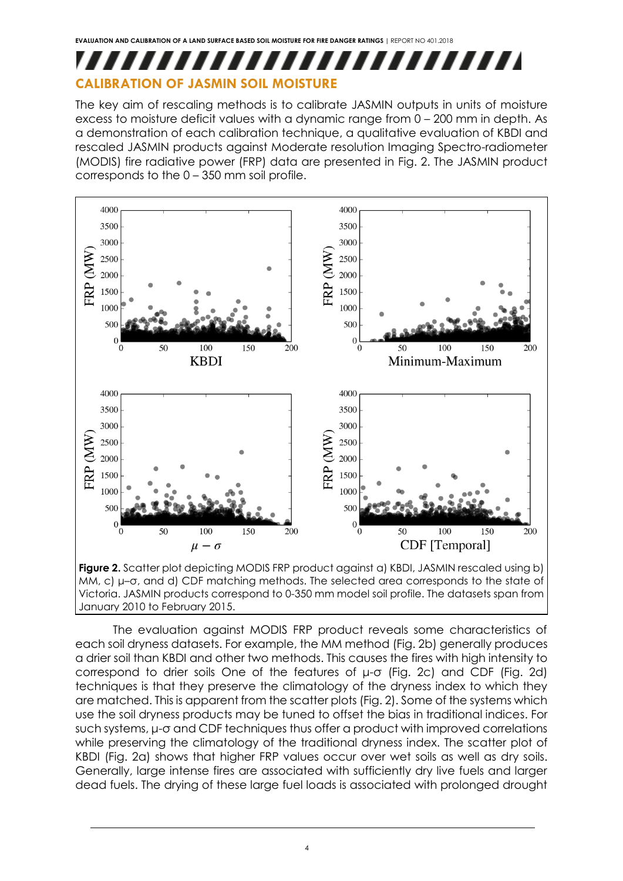## CALIBRATION OF JASMIN SOIL MOISTURE

The key aim of rescaling methods is to calibrate JASMIN outputs in units of moisture excess to moisture deficit values with a dynamic range from 0 – 200 mm in depth. As a demonstration of each calibration technique, a qualitative evaluation of KBDI and rescaled JASMIN products against Moderate resolution Imaging Spectro-radiometer (MODIS) fire radiative power (FRP) data are presented in Fig. 2. The JASMIN product corresponds to the 0 – 350 mm soil profile.

**Figure 2.** Scatter plot depicting MODIS FRP product against a) KBDI, JASMIN rescaled using b) MM, c) $\mu$–$\sigma$, and d) CDF matching methods. The selected area corresponds to the state of Victoria. JASMIN products correspond to 0-350 mm model soil profile. The datasets span from January 2010 to February 2015.

The evaluation against MODIS FRP product reveals some characteristics of each soil dryness datasets. For example, the MM method (Fig. 2b) generally produces a drier soil than KBDI and other two methods. This causes the fires with high intensity to correspond to drier soils One of the features of $\mu$-$\sigma$ (Fig. 2c) and CDF (Fig. 2d) techniques is that they preserve the climatology of the dryness index to which they are matched. This is apparent from the scatter plots (Fig. 2). Some of the systems which use the soil dryness products may be tuned to offset the bias in traditional indices. For such systems, $\mu$-$\sigma$ and CDF techniques thus offer a product with improved correlations while preserving the climatology of the traditional dryness index. The scatter plot of KBDI (Fig. 2a) shows that higher FRP values occur over wet soils as well as dry soils. Generally, large intense fires are associated with sufficiently dry live fuels and larger dead fuels. The drying of these large fuel loads is associated with prolonged drought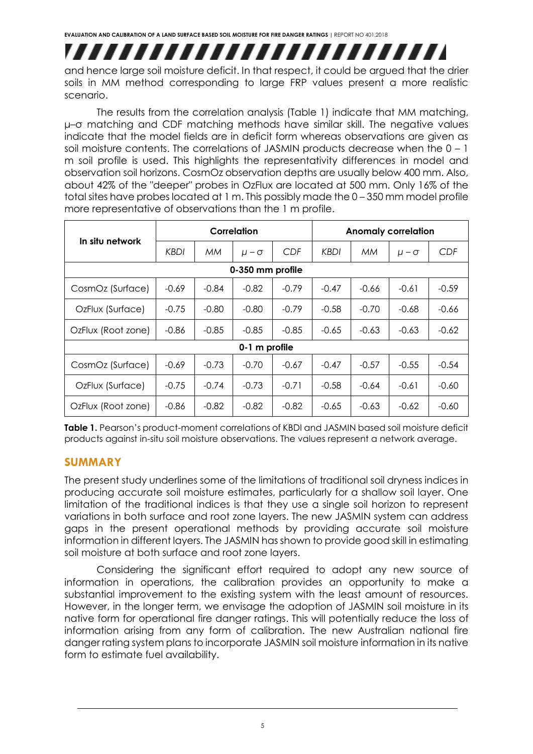and hence large soil moisture deficit. In that respect, it could be argued that the drier soils in MM method corresponding to large FRP values present a more realistic scenario.

The results from the correlation analysis (Table 1) indicate that MM matching, μ–σ matching and CDF matching methods have similar skill. The negative values indicate that the model fields are in deficit form whereas observations are given as soil moisture contents. The correlations of JASMIN products decrease when the 0 – 1 m soil profile is used. This highlights the representativity differences in model and observation soil horizons. CosmOz observation depths are usually below 400 mm. Also, about 42% of the "deeper" probes in OzFlux are located at 500 mm. Only 16% of the total sites have probes located at 1 m. This possibly made the 0 – 350 mm model profile more representative of observations than the 1 m profile.

| In situ network | Correlation | | | | Anomaly correlation | | | |
|---|---|---|---|---|---|---|---|---|
| | *KBDI* | *MM* | $\mu - \sigma$ | *CDF* | *KBDI* | *MM* | $\mu - \sigma$ | *CDF* |
| **0-350 mm profile** | | | | | | | | |
| CosmOz (Surface) | -0.69 | -0.84 | -0.82 | -0.79 | -0.47 | -0.66 | -0.61 | -0.59 |
| OzFlux (Surface) | -0.75 | -0.80 | -0.80 | -0.79 | -0.58 | -0.70 | -0.68 | -0.66 |
| OzFlux (Root zone) | -0.86 | -0.85 | -0.85 | -0.85 | -0.65 | -0.63 | -0.63 | -0.62 |
| **0-1 m profile** | | | | | | | | |
| CosmOz (Surface) | -0.69 | -0.73 | -0.70 | -0.67 | -0.47 | -0.57 | -0.55 | -0.54 |
| OzFlux (Surface) | -0.75 | -0.74 | -0.73 | -0.71 | -0.58 | -0.64 | -0.61 | -0.60 |
| OzFlux (Root zone) | -0.86 | -0.82 | -0.82 | -0.82 | -0.65 | -0.63 | -0.62 | -0.60 |

**Table 1.** Pearson's product-moment correlations of KBDI and JASMIN based soil moisture deficit products against in-situ soil moisture observations. The values represent a network average.

## SUMMARY

The present study underlines some of the limitations of traditional soil dryness indices in producing accurate soil moisture estimates, particularly for a shallow soil layer. One limitation of the traditional indices is that they use a single soil horizon to represent variations in both surface and root zone layers. The new JASMIN system can address gaps in the present operational methods by providing accurate soil moisture information in different layers. The JASMIN has shown to provide good skill in estimating soil moisture at both surface and root zone layers.

Considering the significant effort required to adopt any new source of information in operations, the calibration provides an opportunity to make a substantial improvement to the existing system with the least amount of resources. However, in the longer term, we envisage the adoption of JASMIN soil moisture in its native form for operational fire danger ratings. This will potentially reduce the loss of information arising from any form of calibration. The new Australian national fire danger rating system plans to incorporate JASMIN soil moisture information in its native form to estimate fuel availability.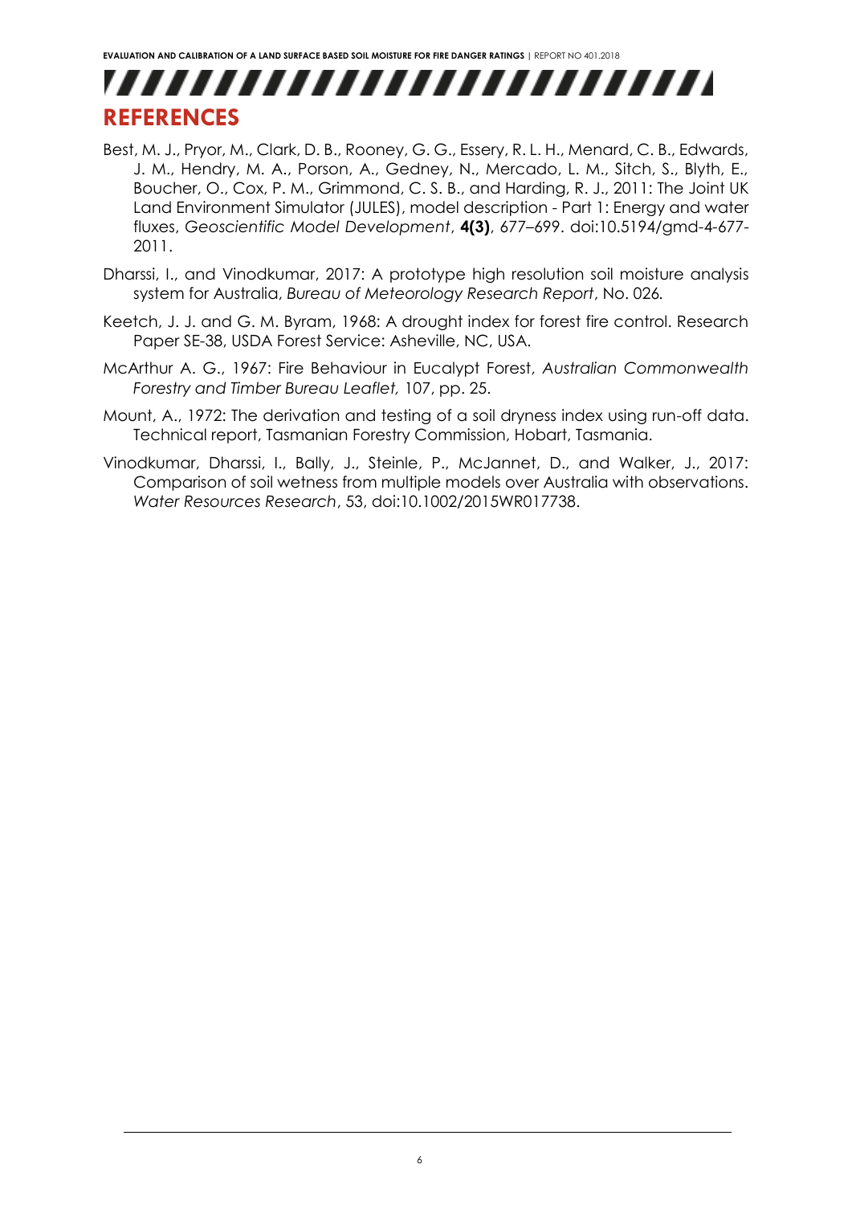# REFERENCES

Best, M. J., Pryor, M., Clark, D. B., Rooney, G. G., Essery, R. L. H., Menard, C. B., Edwards, J. M., Hendry, M. A., Porson, A., Gedney, N., Mercado, L. M., Sitch, S., Blyth, E., Boucher, O., Cox, P. M., Grimmond, C. S. B., and Harding, R. J., 2011: The Joint UK Land Environment Simulator (JULES), model description - Part 1: Energy and water fluxes, *Geoscientific Model Development*, **4(3)**, 677–699. doi:10.5194/gmd-4-677-2011.

Dharssi, I., and Vinodkumar, 2017: A prototype high resolution soil moisture analysis system for Australia, *Bureau of Meteorology Research Report*, No. 026.

Keetch, J. J. and G. M. Byram, 1968: A drought index for forest fire control. Research Paper SE-38, USDA Forest Service: Asheville, NC, USA.

McArthur A. G., 1967: Fire Behaviour in Eucalypt Forest, *Australian Commonwealth Forestry and Timber Bureau Leaflet,* 107, pp. 25.

Mount, A., 1972: The derivation and testing of a soil dryness index using run-off data. Technical report, Tasmanian Forestry Commission, Hobart, Tasmania.

Vinodkumar, Dharssi, I., Bally, J., Steinle, P., McJannet, D., and Walker, J., 2017: Comparison of soil wetness from multiple models over Australia with observations. *Water Resources Research*, 53, doi:10.1002/2015WR017738.